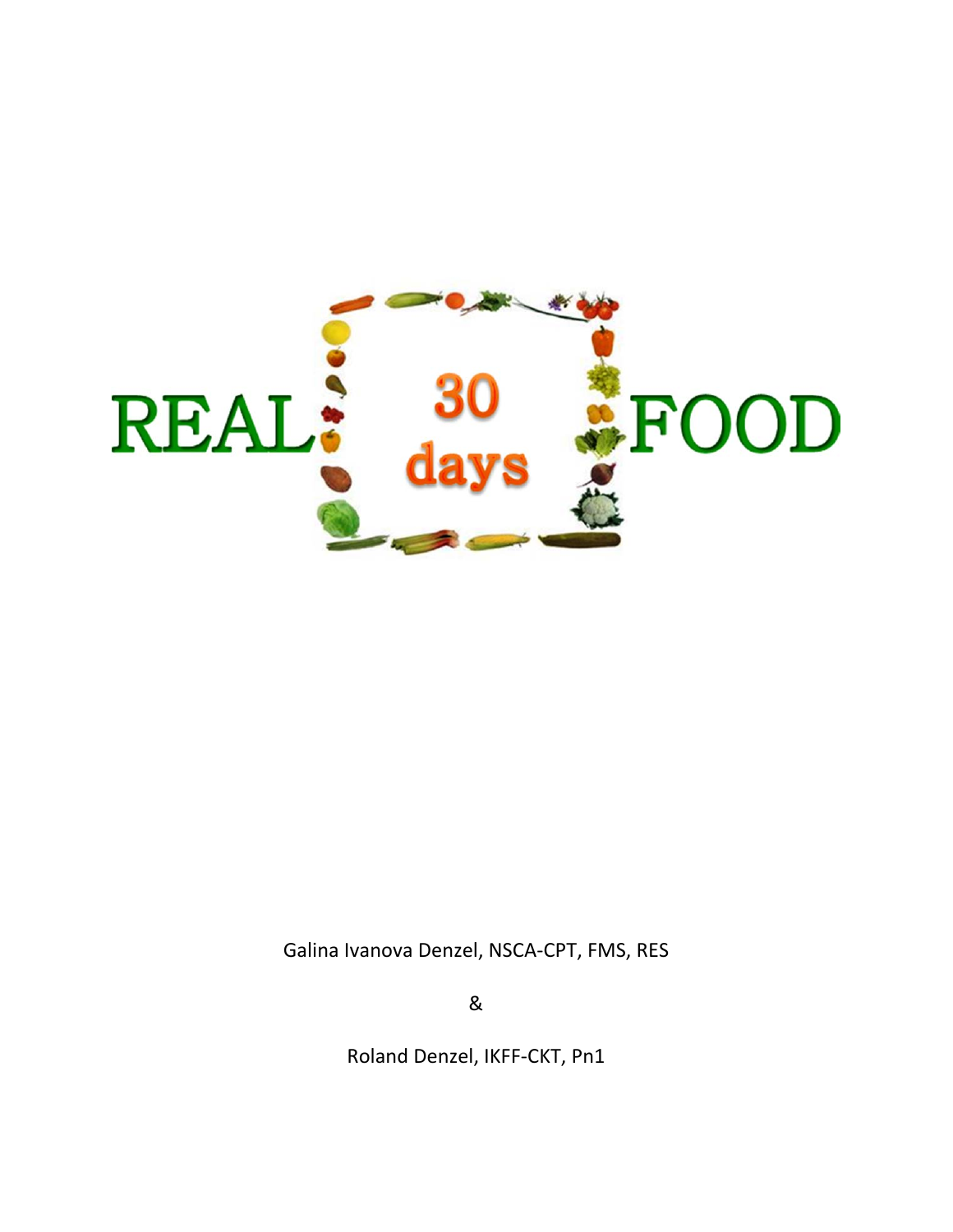# REAL 30 days FOOD

Galina Ivanova Denzel, NSCA-CPT, FMS, RES

&

Roland Denzel, IKFF-CKT, Pn1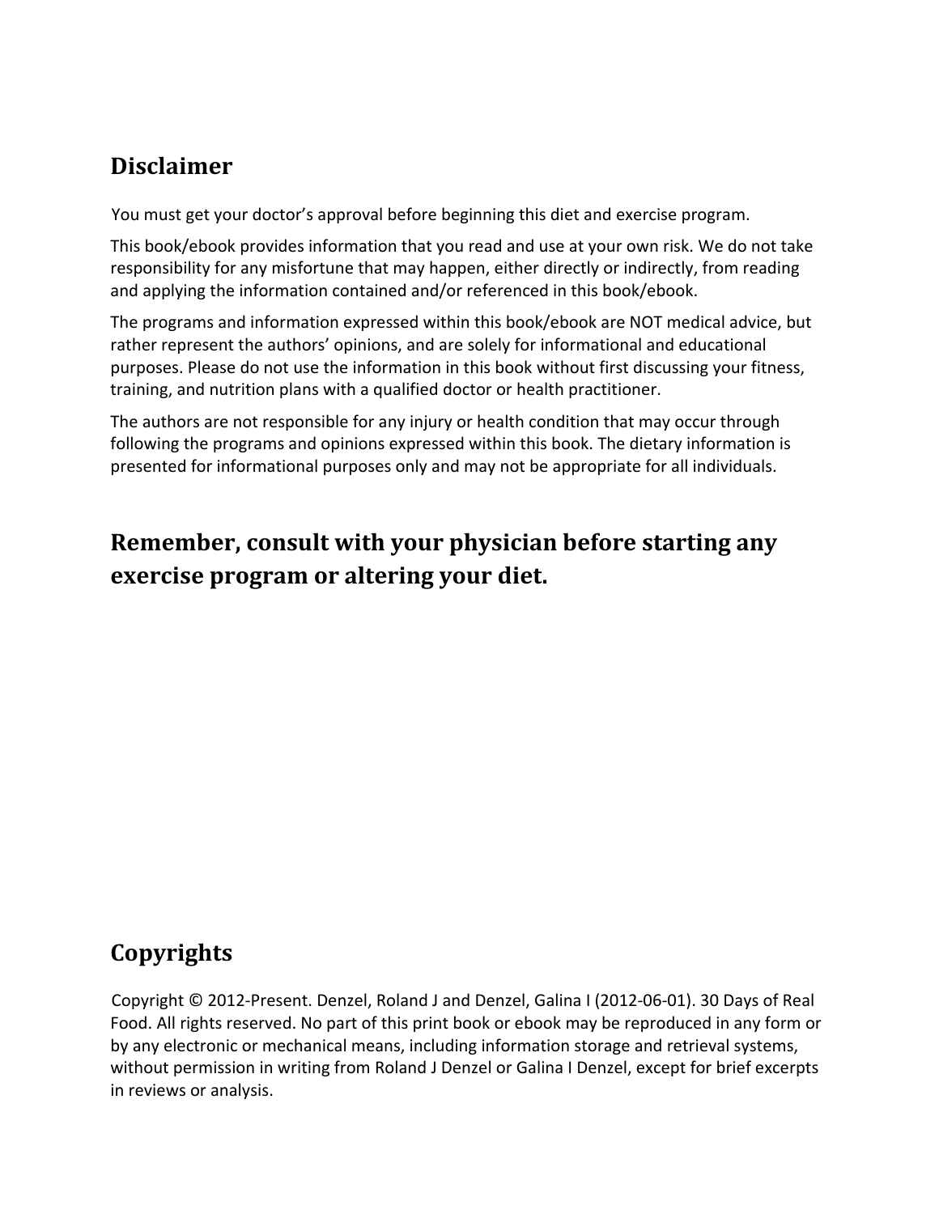## Disclaimer

You must get your doctor's approval before beginning this diet and exercise program.

This book/ebook provides information that you read and use at your own risk. We do not take responsibility for any misfortune that may happen, either directly or indirectly, from reading and applying the information contained and/or referenced in this book/ebook.

The programs and information expressed within this book/ebook are NOT medical advice, but rather represent the authors' opinions, and are solely for informational and educational purposes. Please do not use the information in this book without first discussing your fitness, training, and nutrition plans with a qualified doctor or health practitioner.

The authors are not responsible for any injury or health condition that may occur through following the programs and opinions expressed within this book. The dietary information is presented for informational purposes only and may not be appropriate for all individuals.

## Remember, consult with your physician before starting any exercise program or altering your diet.

## Copyrights

Copyright © 2012-Present. Denzel, Roland J and Denzel, Galina I (2012-06-01). 30 Days of Real Food. All rights reserved. No part of this print book or ebook may be reproduced in any form or by any electronic or mechanical means, including information storage and retrieval systems, without permission in writing from Roland J Denzel or Galina I Denzel, except for brief excerpts in reviews or analysis.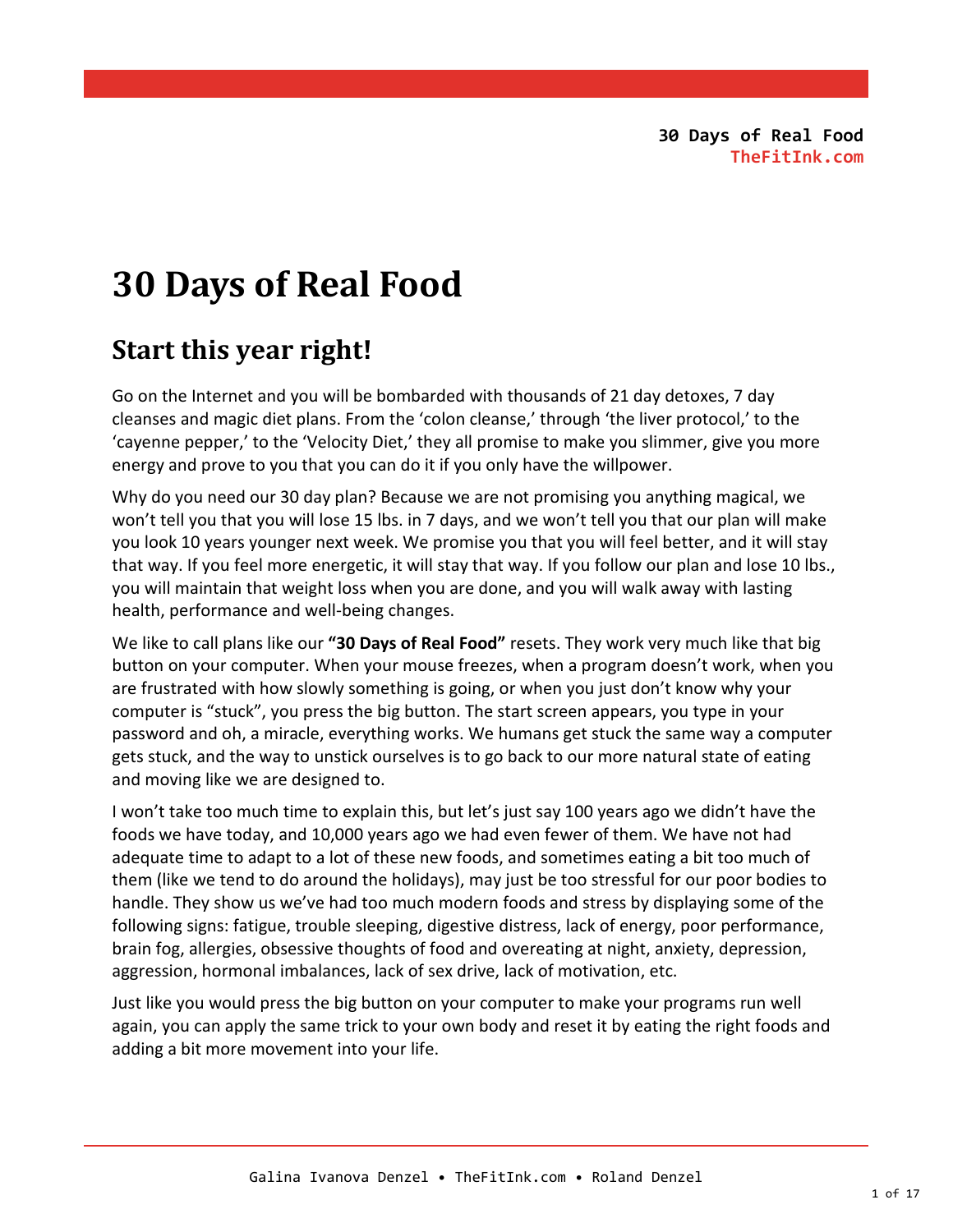# 30 Days of Real Food

## Start this year right!

Go on the Internet and you will be bombarded with thousands of 21 day detoxes, 7 day cleanses and magic diet plans. From the 'colon cleanse,' through 'the liver protocol,' to the 'cayenne pepper,' to the 'Velocity Diet,' they all promise to make you slimmer, give you more energy and prove to you that you can do it if you only have the willpower.

Why do you need our 30 day plan? Because we are not promising you anything magical, we won't tell you that you will lose 15 lbs. in 7 days, and we won't tell you that our plan will make you look 10 years younger next week. We promise you that you will feel better, and it will stay that way. If you feel more energetic, it will stay that way. If you follow our plan and lose 10 lbs., you will maintain that weight loss when you are done, and you will walk away with lasting health, performance and well-being changes.

We like to call plans like our **"30 Days of Real Food"** resets. They work very much like that big button on your computer. When your mouse freezes, when a program doesn't work, when you are frustrated with how slowly something is going, or when you just don't know why your computer is "stuck", you press the big button. The start screen appears, you type in your password and oh, a miracle, everything works. We humans get stuck the same way a computer gets stuck, and the way to unstick ourselves is to go back to our more natural state of eating and moving like we are designed to.

I won't take too much time to explain this, but let's just say 100 years ago we didn't have the foods we have today, and 10,000 years ago we had even fewer of them. We have not had adequate time to adapt to a lot of these new foods, and sometimes eating a bit too much of them (like we tend to do around the holidays), may just be too stressful for our poor bodies to handle. They show us we've had too much modern foods and stress by displaying some of the following signs: fatigue, trouble sleeping, digestive distress, lack of energy, poor performance, brain fog, allergies, obsessive thoughts of food and overeating at night, anxiety, depression, aggression, hormonal imbalances, lack of sex drive, lack of motivation, etc.

Just like you would press the big button on your computer to make your programs run well again, you can apply the same trick to your own body and reset it by eating the right foods and adding a bit more movement into your life.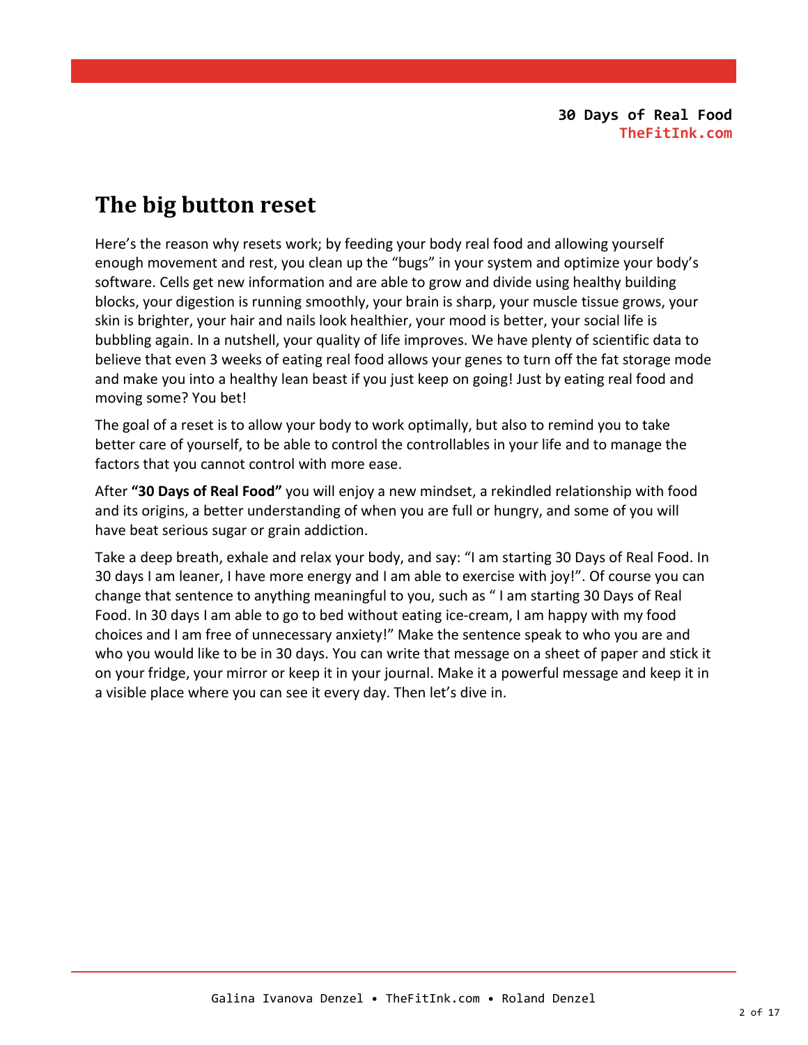## The big button reset

Here's the reason why resets work; by feeding your body real food and allowing yourself enough movement and rest, you clean up the "bugs" in your system and optimize your body's software. Cells get new information and are able to grow and divide using healthy building blocks, your digestion is running smoothly, your brain is sharp, your muscle tissue grows, your skin is brighter, your hair and nails look healthier, your mood is better, your social life is bubbling again. In a nutshell, your quality of life improves. We have plenty of scientific data to believe that even 3 weeks of eating real food allows your genes to turn off the fat storage mode and make you into a healthy lean beast if you just keep on going! Just by eating real food and moving some? You bet!

The goal of a reset is to allow your body to work optimally, but also to remind you to take better care of yourself, to be able to control the controllables in your life and to manage the factors that you cannot control with more ease.

After **"30 Days of Real Food"** you will enjoy a new mindset, a rekindled relationship with food and its origins, a better understanding of when you are full or hungry, and some of you will have beat serious sugar or grain addiction.

Take a deep breath, exhale and relax your body, and say: "I am starting 30 Days of Real Food. In 30 days I am leaner, I have more energy and I am able to exercise with joy!". Of course you can change that sentence to anything meaningful to you, such as " I am starting 30 Days of Real Food. In 30 days I am able to go to bed without eating ice-cream, I am happy with my food choices and I am free of unnecessary anxiety!" Make the sentence speak to who you are and who you would like to be in 30 days. You can write that message on a sheet of paper and stick it on your fridge, your mirror or keep it in your journal. Make it a powerful message and keep it in a visible place where you can see it every day. Then let's dive in.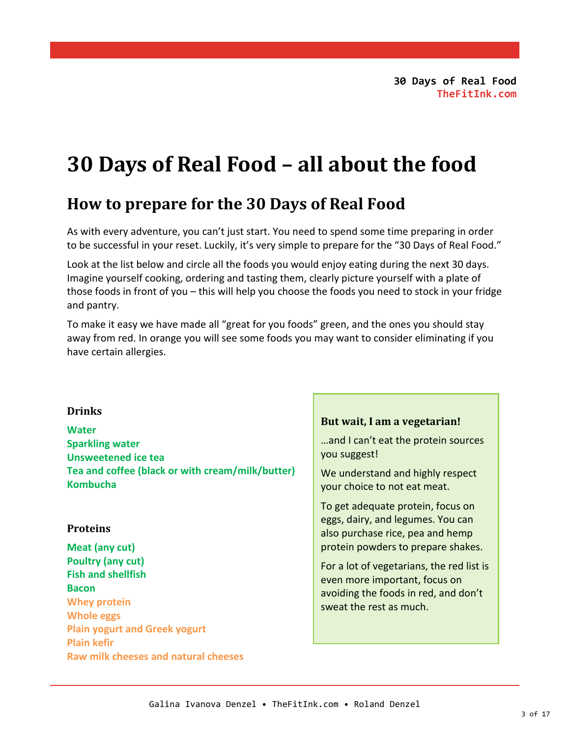# 30 Days of Real Food – all about the food

## How to prepare for the 30 Days of Real Food

As with every adventure, you can't just start. You need to spend some time preparing in order to be successful in your reset. Luckily, it's very simple to prepare for the "30 Days of Real Food."

Look at the list below and circle all the foods you would enjoy eating during the next 30 days. Imagine yourself cooking, ordering and tasting them, clearly picture yourself with a plate of those foods in front of you – this will help you choose the foods you need to stock in your fridge and pantry.

To make it easy we have made all "great for you foods" green, and the ones you should stay away from red. In orange you will see some foods you may want to consider eliminating if you have certain allergies.

### Drinks

**Water**
**Sparkling water**
**Unsweetened ice tea**
**Tea and coffee (black or with cream/milk/butter)**
**Kombucha**

### Proteins

**Meat (any cut)**
**Poultry (any cut)**
**Fish and shellfish**
**Bacon**
**Whey protein**
**Whole eggs**
**Plain yogurt and Greek yogurt**
**Plain kefir**
**Raw milk cheeses and natural cheeses**

### But wait, I am a vegetarian!

…and I can't eat the protein sources you suggest!

We understand and highly respect your choice to not eat meat.

To get adequate protein, focus on eggs, dairy, and legumes. You can also purchase rice, pea and hemp protein powders to prepare shakes.

For a lot of vegetarians, the red list is even more important, focus on avoiding the foods in red, and don't sweat the rest as much.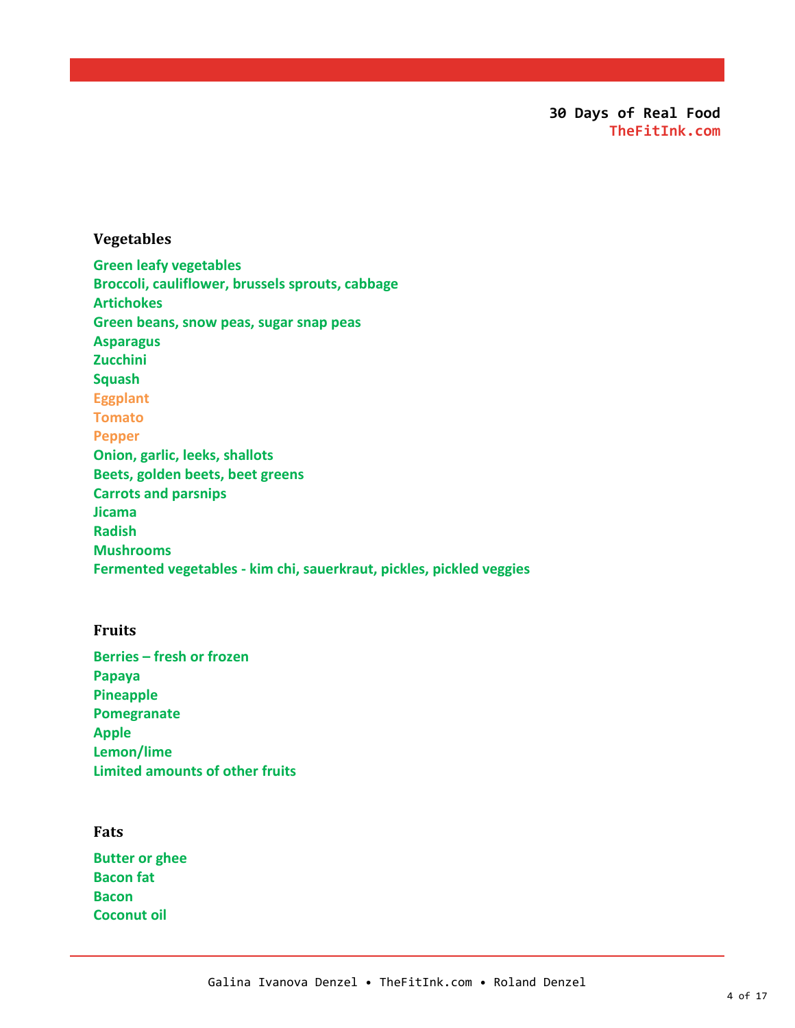### Vegetables

**Green leafy vegetables**
**Broccoli, cauliflower, brussels sprouts, cabbage**
**Artichokes**
**Green beans, snow peas, sugar snap peas**
**Asparagus**
**Zucchini**
**Squash**
**Eggplant**
**Tomato**
**Pepper**
**Onion, garlic, leeks, shallots**
**Beets, golden beets, beet greens**
**Carrots and parsnips**
**Jicama**
**Radish**
**Mushrooms**
**Fermented vegetables - kim chi, sauerkraut, pickles, pickled veggies**

### Fruits

**Berries – fresh or frozen**
**Papaya**
**Pineapple**
**Pomegranate**
**Apple**
**Lemon/lime**
**Limited amounts of other fruits**

### Fats

**Butter or ghee**
**Bacon fat**
**Bacon**
**Coconut oil**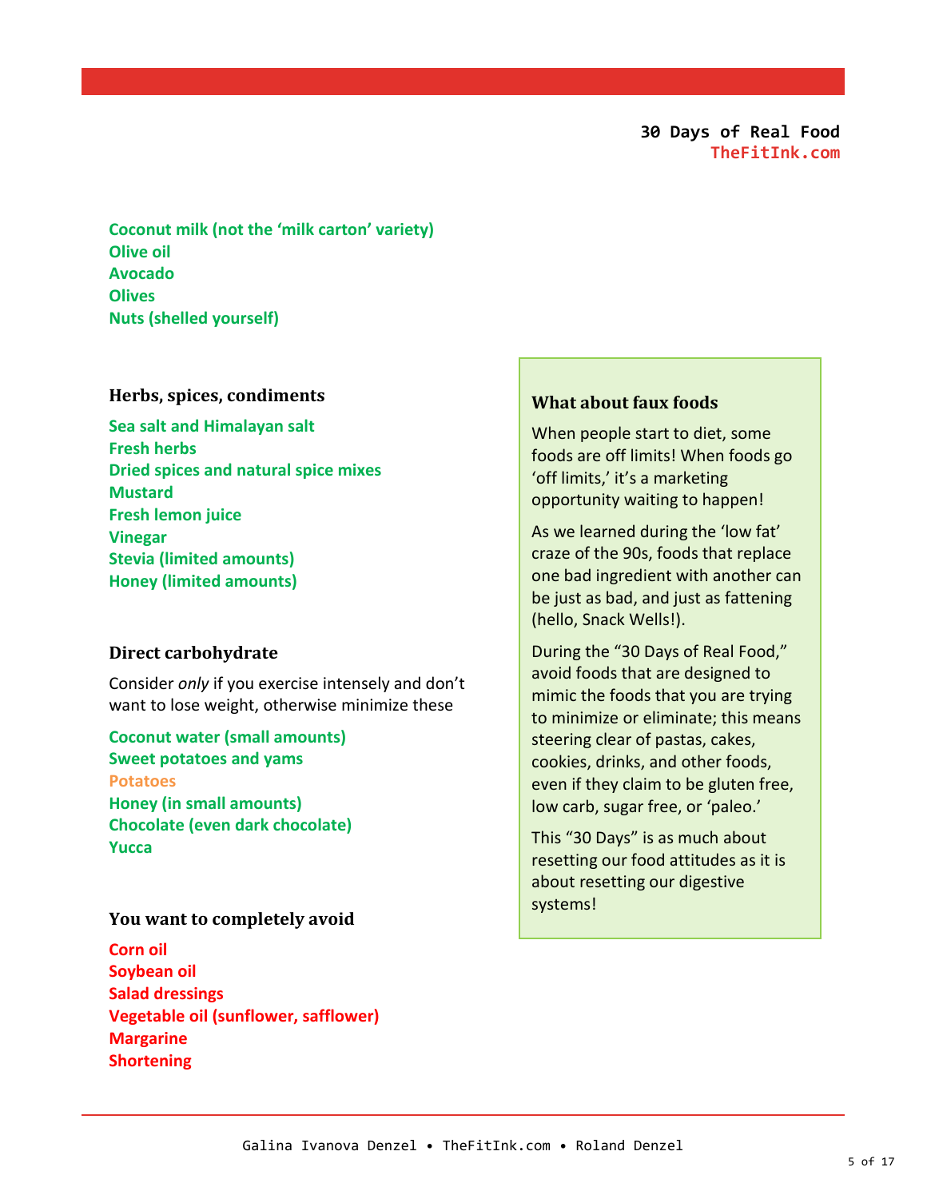**Coconut milk (not the ‘milk carton’ variety)**
**Olive oil**
**Avocado**
**Olives**
**Nuts (shelled yourself)**

### Herbs, spices, condiments

**Sea salt and Himalayan salt**
**Fresh herbs**
**Dried spices and natural spice mixes**
**Mustard**
**Fresh lemon juice**
**Vinegar**
**Stevia (limited amounts)**
**Honey (limited amounts)**

### Direct carbohydrate

Consider *only* if you exercise intensely and don’t want to lose weight, otherwise minimize these

**Coconut water (small amounts)**
**Sweet potatoes and yams**
**Potatoes**
**Honey (in small amounts)**
**Chocolate (even dark chocolate)**
**Yucca**

### You want to completely avoid

**Corn oil**
**Soybean oil**
**Salad dressings**
**Vegetable oil (sunflower, safflower)**
**Margarine**
**Shortening**

### What about faux foods

When people start to diet, some foods are off limits! When foods go ‘off limits,’ it’s a marketing opportunity waiting to happen!

As we learned during the ‘low fat’ craze of the 90s, foods that replace one bad ingredient with another can be just as bad, and just as fattening (hello, Snack Wells!).

During the “30 Days of Real Food,” avoid foods that are designed to mimic the foods that you are trying to minimize or eliminate; this means steering clear of pastas, cakes, cookies, drinks, and other foods, even if they claim to be gluten free, low carb, sugar free, or ‘paleo.’

This “30 Days” is as much about resetting our food attitudes as it is about resetting our digestive systems!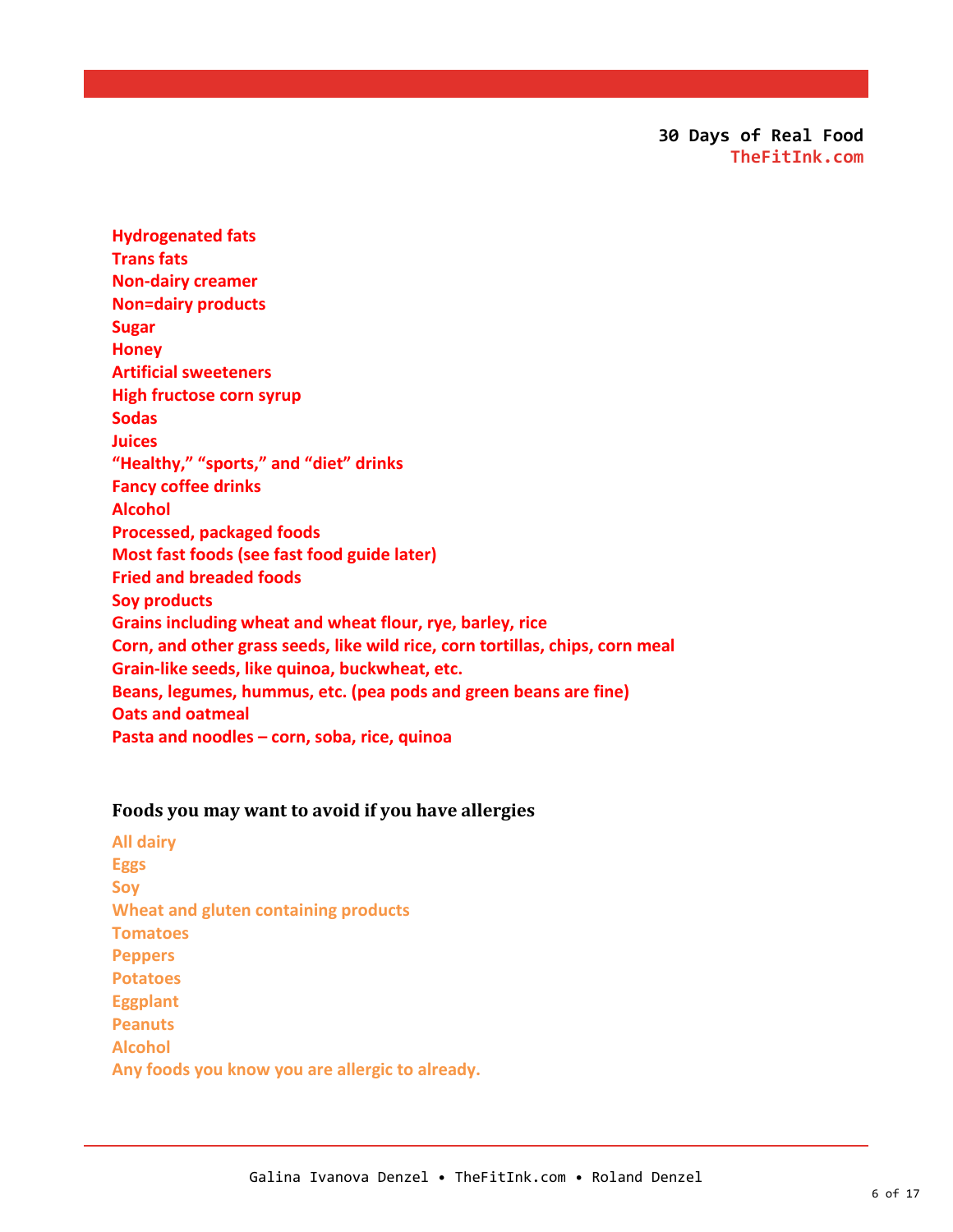**Hydrogenated fats**
**Trans fats**
**Non-dairy creamer**
**Non=dairy products**
**Sugar**
**Honey**
**Artificial sweeteners**
**High fructose corn syrup**
**Sodas**
**Juices**
**"Healthy," "sports," and "diet" drinks**
**Fancy coffee drinks**
**Alcohol**
**Processed, packaged foods**
**Most fast foods (see fast food guide later)**
**Fried and breaded foods**
**Soy products**
**Grains including wheat and wheat flour, rye, barley, rice**
**Corn, and other grass seeds, like wild rice, corn tortillas, chips, corn meal**
**Grain-like seeds, like quinoa, buckwheat, etc.**
**Beans, legumes, hummus, etc. (pea pods and green beans are fine)**
**Oats and oatmeal**
**Pasta and noodles – corn, soba, rice, quinoa**

### Foods you may want to avoid if you have allergies

**All dairy**
**Eggs**
**Soy**
**Wheat and gluten containing products**
**Tomatoes**
**Peppers**
**Potatoes**
**Eggplant**
**Peanuts**
**Alcohol**
**Any foods you know you are allergic to already.**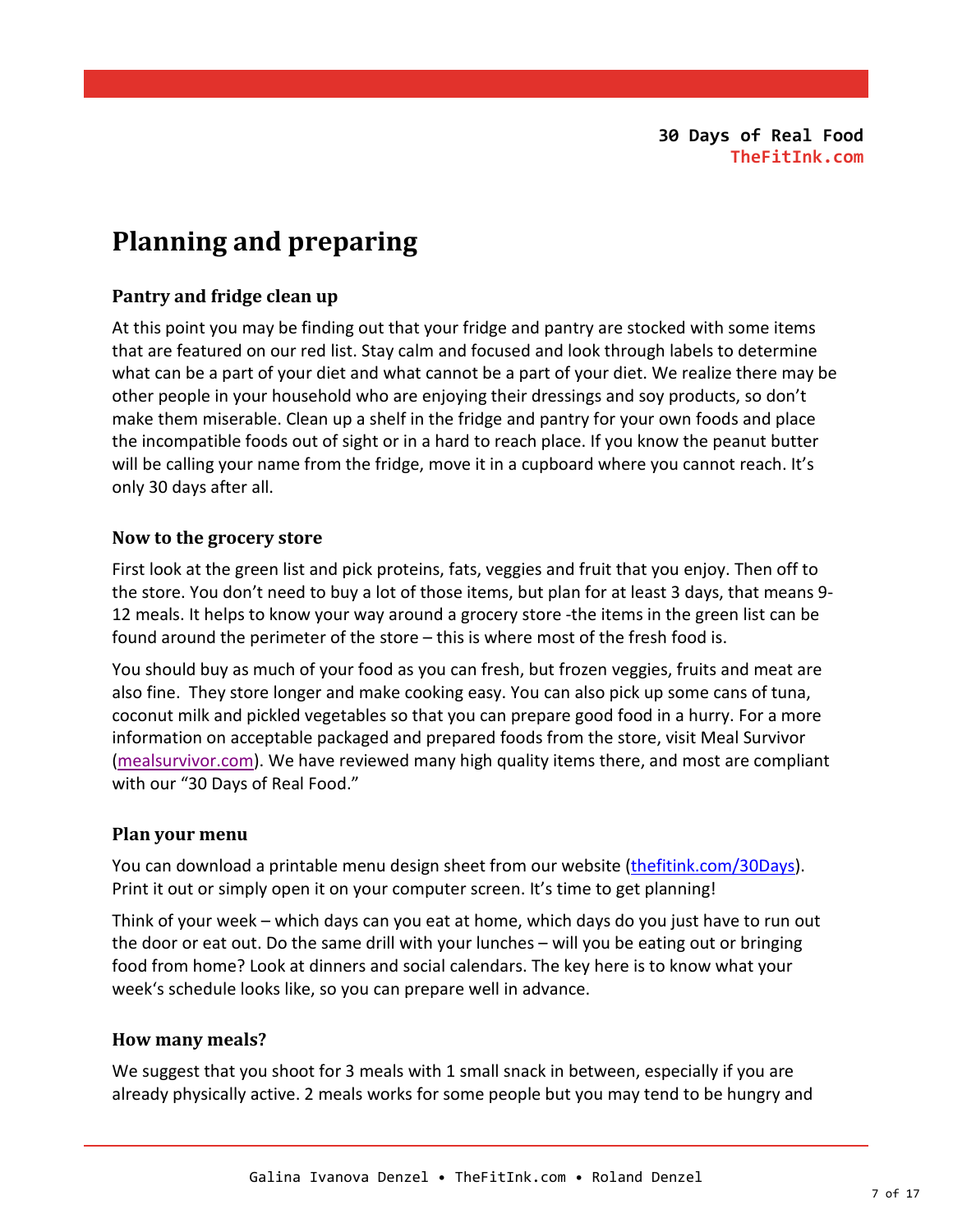# Planning and preparing

### Pantry and fridge clean up

At this point you may be finding out that your fridge and pantry are stocked with some items that are featured on our red list. Stay calm and focused and look through labels to determine what can be a part of your diet and what cannot be a part of your diet. We realize there may be other people in your household who are enjoying their dressings and soy products, so don't make them miserable. Clean up a shelf in the fridge and pantry for your own foods and place the incompatible foods out of sight or in a hard to reach place. If you know the peanut butter will be calling your name from the fridge, move it in a cupboard where you cannot reach. It's only 30 days after all.

### Now to the grocery store

First look at the green list and pick proteins, fats, veggies and fruit that you enjoy. Then off to the store. You don't need to buy a lot of those items, but plan for at least 3 days, that means 9-12 meals. It helps to know your way around a grocery store -the items in the green list can be found around the perimeter of the store – this is where most of the fresh food is.

You should buy as much of your food as you can fresh, but frozen veggies, fruits and meat are also fine. They store longer and make cooking easy. You can also pick up some cans of tuna, coconut milk and pickled vegetables so that you can prepare good food in a hurry. For a more information on acceptable packaged and prepared foods from the store, visit Meal Survivor (mealsurvivor.com). We have reviewed many high quality items there, and most are compliant with our "30 Days of Real Food."

### Plan your menu

You can download a printable menu design sheet from our website (thefitink.com/30Days). Print it out or simply open it on your computer screen. It's time to get planning!

Think of your week – which days can you eat at home, which days do you just have to run out the door or eat out. Do the same drill with your lunches – will you be eating out or bringing food from home? Look at dinners and social calendars. The key here is to know what your week's schedule looks like, so you can prepare well in advance.

### How many meals?

We suggest that you shoot for 3 meals with 1 small snack in between, especially if you are already physically active. 2 meals works for some people but you may tend to be hungry and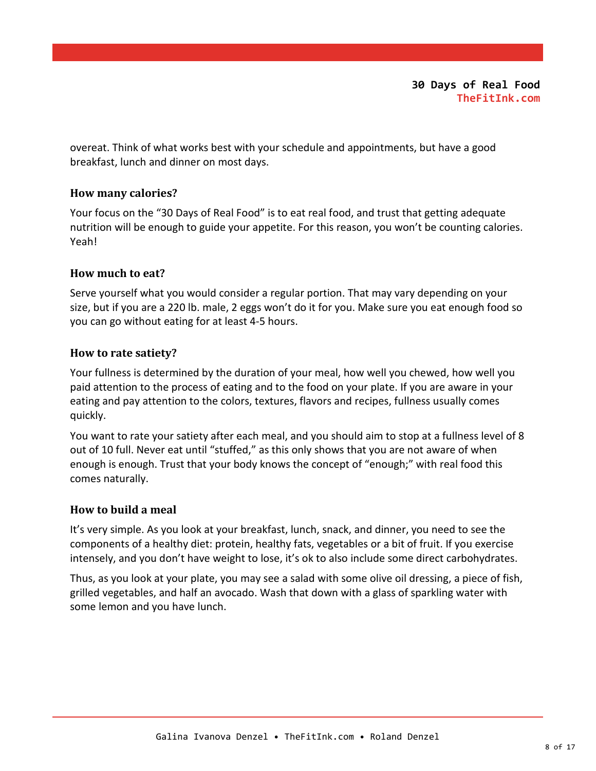overeat. Think of what works best with your schedule and appointments, but have a good breakfast, lunch and dinner on most days.

### How many calories?

Your focus on the "30 Days of Real Food" is to eat real food, and trust that getting adequate nutrition will be enough to guide your appetite. For this reason, you won't be counting calories. Yeah!

### How much to eat?

Serve yourself what you would consider a regular portion. That may vary depending on your size, but if you are a 220 lb. male, 2 eggs won't do it for you. Make sure you eat enough food so you can go without eating for at least 4-5 hours.

### How to rate satiety?

Your fullness is determined by the duration of your meal, how well you chewed, how well you paid attention to the process of eating and to the food on your plate. If you are aware in your eating and pay attention to the colors, textures, flavors and recipes, fullness usually comes quickly.

You want to rate your satiety after each meal, and you should aim to stop at a fullness level of 8 out of 10 full. Never eat until "stuffed," as this only shows that you are not aware of when enough is enough. Trust that your body knows the concept of "enough;" with real food this comes naturally.

### How to build a meal

It's very simple. As you look at your breakfast, lunch, snack, and dinner, you need to see the components of a healthy diet: protein, healthy fats, vegetables or a bit of fruit. If you exercise intensely, and you don't have weight to lose, it's ok to also include some direct carbohydrates.

Thus, as you look at your plate, you may see a salad with some olive oil dressing, a piece of fish, grilled vegetables, and half an avocado. Wash that down with a glass of sparkling water with some lemon and you have lunch.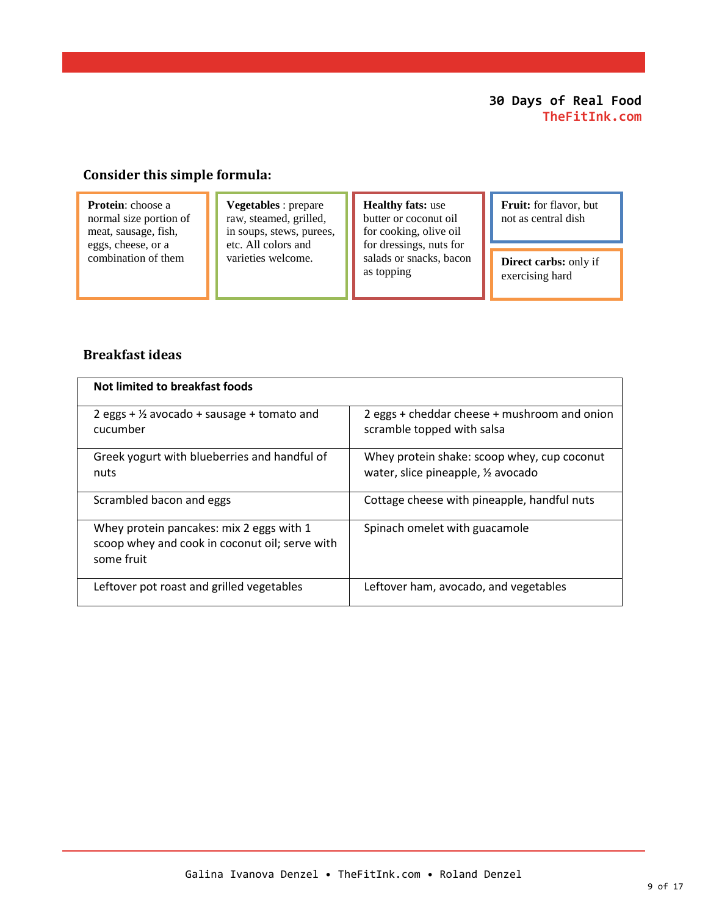## Consider this simple formula:

**Protein**: choose a normal size portion of meat, sausage, fish, eggs, cheese, or a combination of them

**Vegetables** : prepare raw, steamed, grilled, in soups, stews, purees, etc. All colors and varieties welcome.

**Healthy fats:** use butter or coconut oil for cooking, olive oil for dressings, nuts for salads or snacks, bacon as topping

**Fruit:** for flavor, but not as central dish

**Direct carbs:** only if exercising hard

## Breakfast ideas

| **Not limited to breakfast foods** | |
|---|---|
| 2 eggs + ½ avocado + sausage + tomato and cucumber | 2 eggs + cheddar cheese + mushroom and onion scramble topped with salsa |
| Greek yogurt with blueberries and handful of nuts | Whey protein shake: scoop whey, cup coconut water, slice pineapple, ½ avocado |
| Scrambled bacon and eggs | Cottage cheese with pineapple, handful nuts |
| Whey protein pancakes: mix 2 eggs with 1 scoop whey and cook in coconut oil; serve with some fruit | Spinach omelet with guacamole |
| Leftover pot roast and grilled vegetables | Leftover ham, avocado, and vegetables |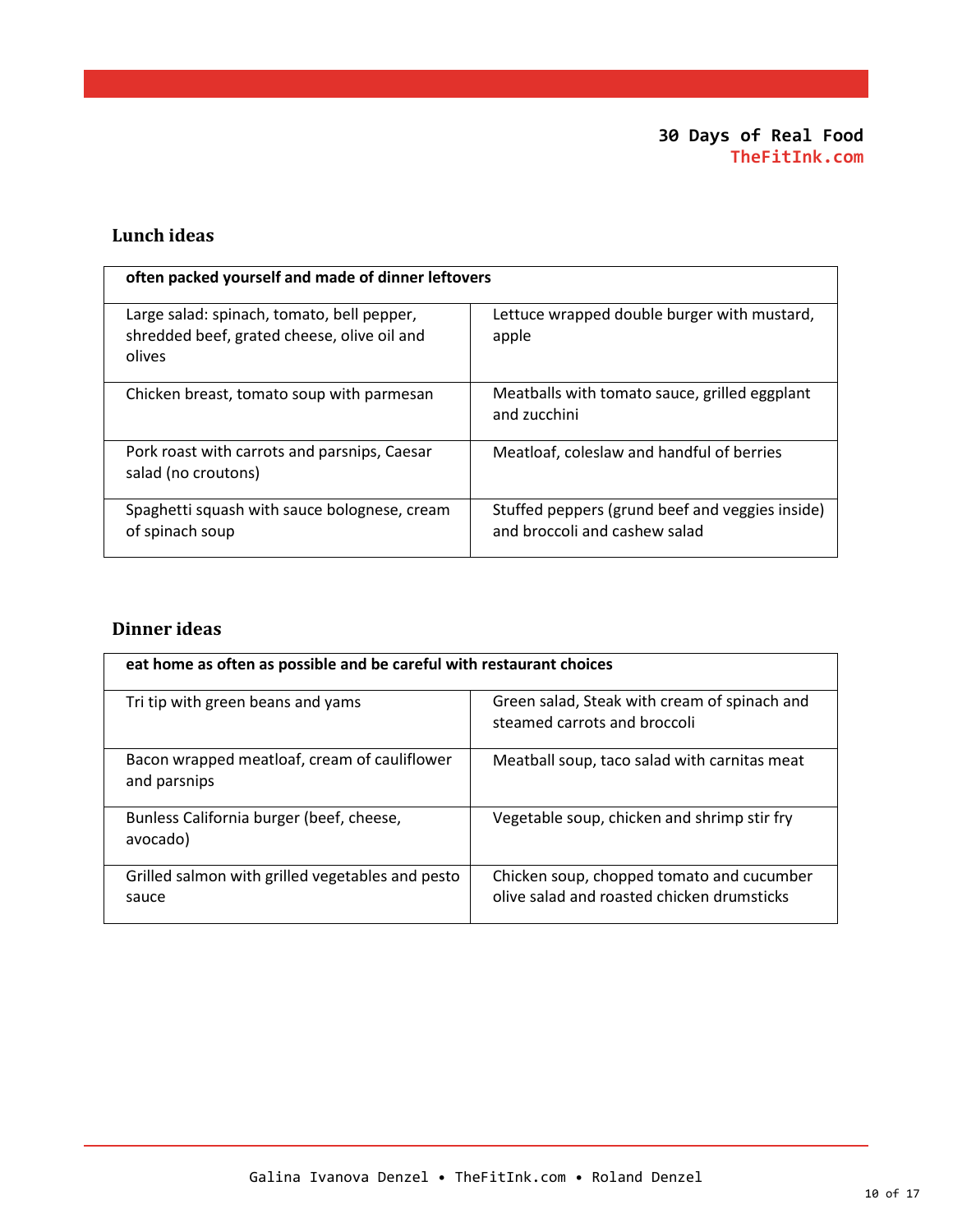## Lunch ideas

| often packed yourself and made of dinner leftovers | |
|---|---|
| Large salad: spinach, tomato, bell pepper, shredded beef, grated cheese, olive oil and olives | Lettuce wrapped double burger with mustard, apple |
| Chicken breast, tomato soup with parmesan | Meatballs with tomato sauce, grilled eggplant and zucchini |
| Pork roast with carrots and parsnips, Caesar salad (no croutons) | Meatloaf, coleslaw and handful of berries |
| Spaghetti squash with sauce bolognese, cream of spinach soup | Stuffed peppers (grund beef and veggies inside) and broccoli and cashew salad |

## Dinner ideas

| eat home as often as possible and be careful with restaurant choices | |
|---|---|
| Tri tip with green beans and yams | Green salad, Steak with cream of spinach and steamed carrots and broccoli |
| Bacon wrapped meatloaf, cream of cauliflower and parsnips | Meatball soup, taco salad with carnitas meat |
| Bunless California burger (beef, cheese, avocado) | Vegetable soup, chicken and shrimp stir fry |
| Grilled salmon with grilled vegetables and pesto sauce | Chicken soup, chopped tomato and cucumber olive salad and roasted chicken drumsticks |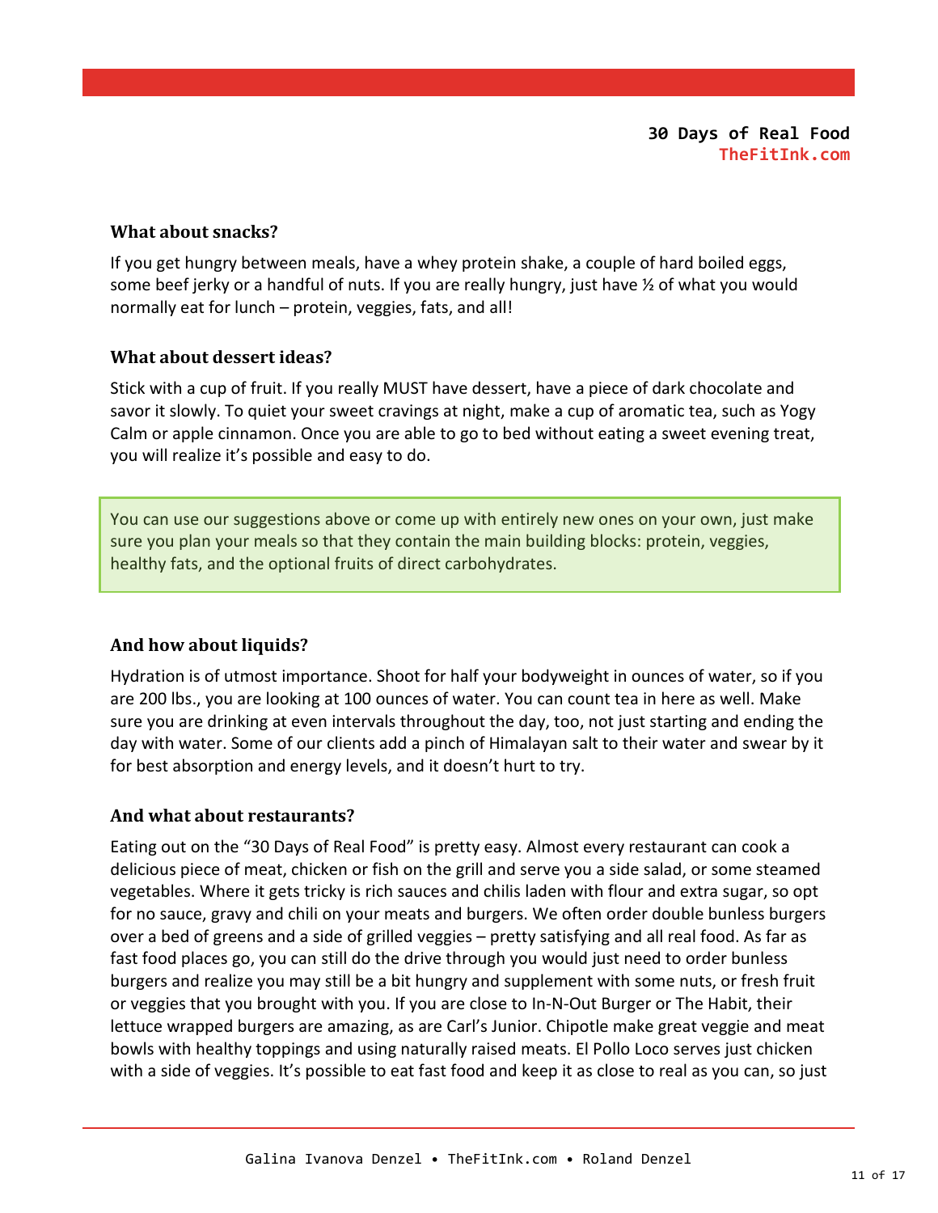### What about snacks?

If you get hungry between meals, have a whey protein shake, a couple of hard boiled eggs, some beef jerky or a handful of nuts. If you are really hungry, just have ½ of what you would normally eat for lunch – protein, veggies, fats, and all!

### What about dessert ideas?

Stick with a cup of fruit. If you really MUST have dessert, have a piece of dark chocolate and savor it slowly. To quiet your sweet cravings at night, make a cup of aromatic tea, such as Yogy Calm or apple cinnamon. Once you are able to go to bed without eating a sweet evening treat, you will realize it's possible and easy to do.

> You can use our suggestions above or come up with entirely new ones on your own, just make sure you plan your meals so that they contain the main building blocks: protein, veggies, healthy fats, and the optional fruits of direct carbohydrates.

### And how about liquids?

Hydration is of utmost importance. Shoot for half your bodyweight in ounces of water, so if you are 200 lbs., you are looking at 100 ounces of water. You can count tea in here as well. Make sure you are drinking at even intervals throughout the day, too, not just starting and ending the day with water. Some of our clients add a pinch of Himalayan salt to their water and swear by it for best absorption and energy levels, and it doesn't hurt to try.

### And what about restaurants?

Eating out on the "30 Days of Real Food" is pretty easy. Almost every restaurant can cook a delicious piece of meat, chicken or fish on the grill and serve you a side salad, or some steamed vegetables. Where it gets tricky is rich sauces and chilis laden with flour and extra sugar, so opt for no sauce, gravy and chili on your meats and burgers. We often order double bunless burgers over a bed of greens and a side of grilled veggies – pretty satisfying and all real food. As far as fast food places go, you can still do the drive through you would just need to order bunless burgers and realize you may still be a bit hungry and supplement with some nuts, or fresh fruit or veggies that you brought with you. If you are close to In-N-Out Burger or The Habit, their lettuce wrapped burgers are amazing, as are Carl's Junior. Chipotle make great veggie and meat bowls with healthy toppings and using naturally raised meats. El Pollo Loco serves just chicken with a side of veggies. It's possible to eat fast food and keep it as close to real as you can, so just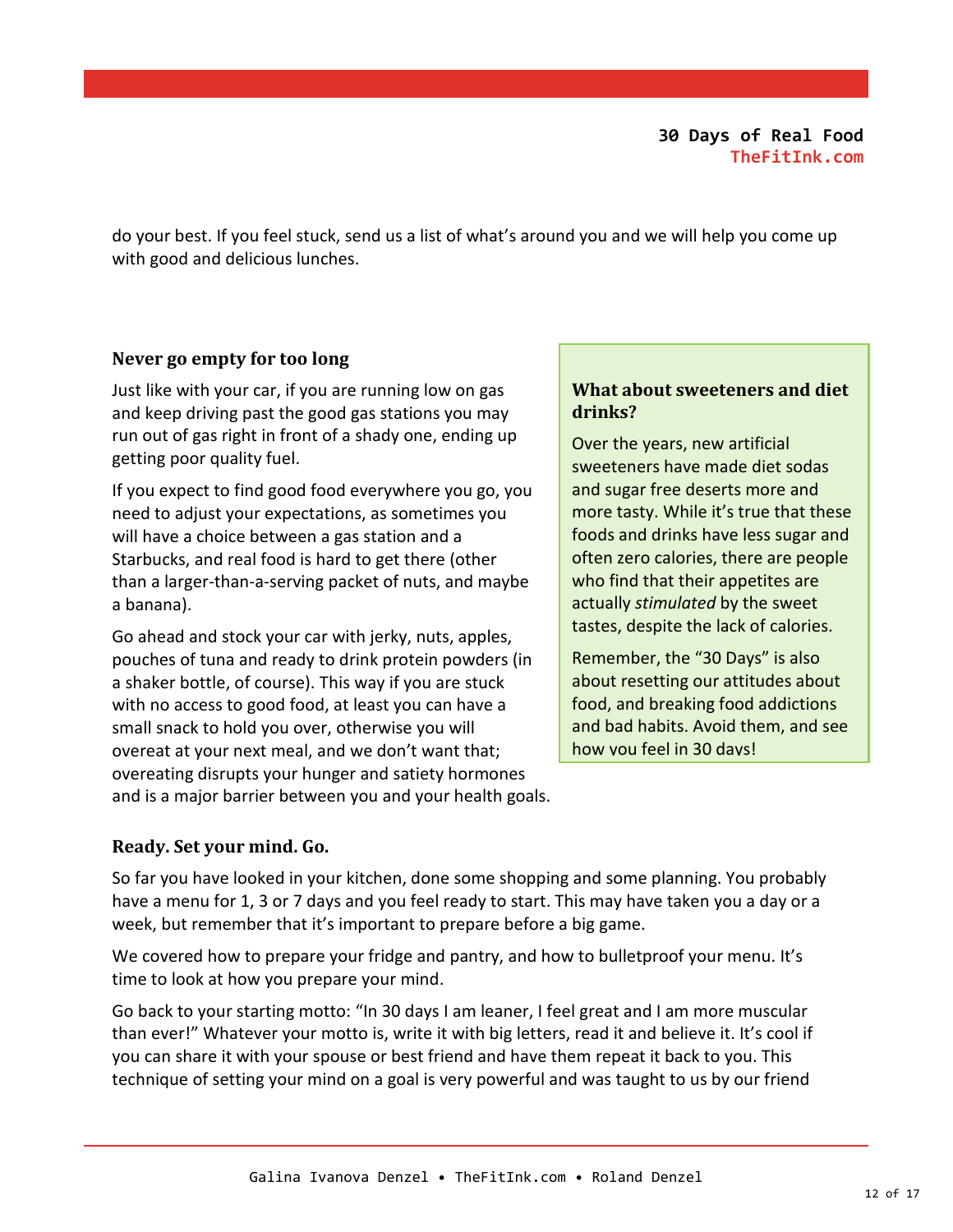do your best. If you feel stuck, send us a list of what's around you and we will help you come up with good and delicious lunches.

### Never go empty for too long

Just like with your car, if you are running low on gas and keep driving past the good gas stations you may run out of gas right in front of a shady one, ending up getting poor quality fuel.

If you expect to find good food everywhere you go, you need to adjust your expectations, as sometimes you will have a choice between a gas station and a Starbucks, and real food is hard to get there (other than a larger-than-a-serving packet of nuts, and maybe a banana).

Go ahead and stock your car with jerky, nuts, apples, pouches of tuna and ready to drink protein powders (in a shaker bottle, of course). This way if you are stuck with no access to good food, at least you can have a small snack to hold you over, otherwise you will overeat at your next meal, and we don't want that; overeating disrupts your hunger and satiety hormones and is a major barrier between you and your health goals.

### What about sweeteners and diet drinks?

Over the years, new artificial sweeteners have made diet sodas and sugar free deserts more and more tasty. While it's true that these foods and drinks have less sugar and often zero calories, there are people who find that their appetites are actually *stimulated* by the sweet tastes, despite the lack of calories.

Remember, the "30 Days" is also about resetting our attitudes about food, and breaking food addictions and bad habits. Avoid them, and see how you feel in 30 days!

### Ready. Set your mind. Go.

So far you have looked in your kitchen, done some shopping and some planning. You probably have a menu for 1, 3 or 7 days and you feel ready to start. This may have taken you a day or a week, but remember that it's important to prepare before a big game.

We covered how to prepare your fridge and pantry, and how to bulletproof your menu. It's time to look at how you prepare your mind.

Go back to your starting motto: "In 30 days I am leaner, I feel great and I am more muscular than ever!" Whatever your motto is, write it with big letters, read it and believe it. It's cool if you can share it with your spouse or best friend and have them repeat it back to you. This technique of setting your mind on a goal is very powerful and was taught to us by our friend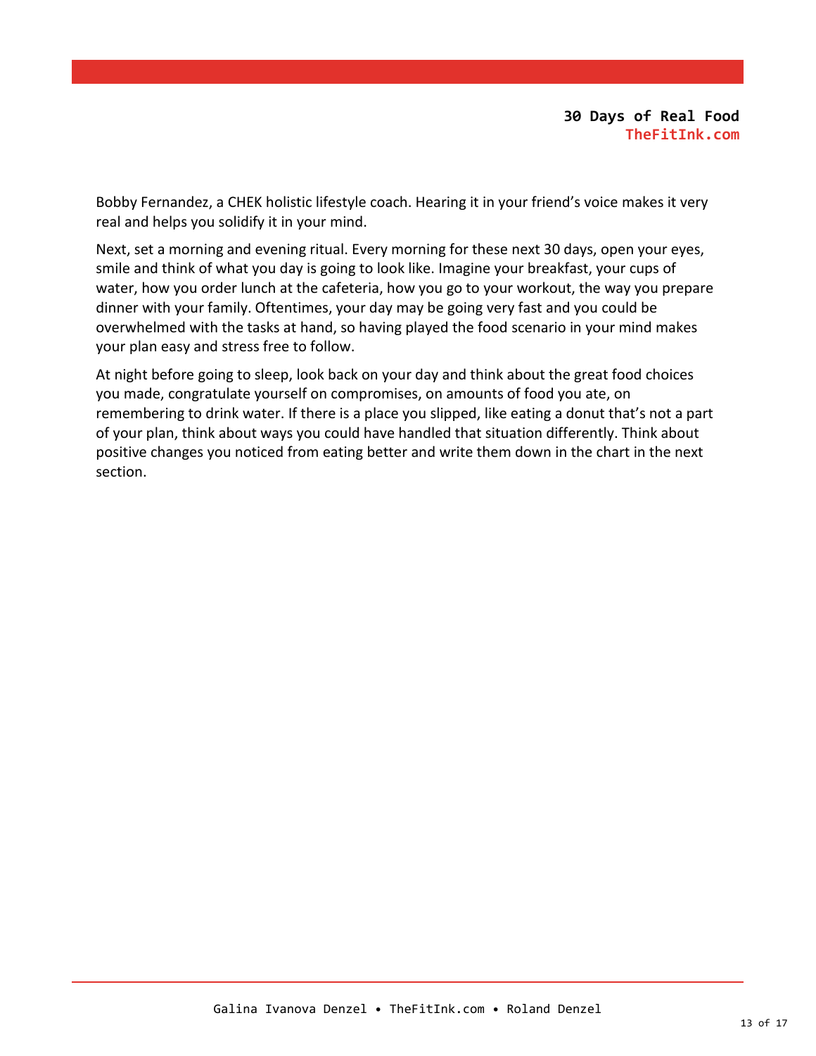Bobby Fernandez, a CHEK holistic lifestyle coach. Hearing it in your friend's voice makes it very real and helps you solidify it in your mind.

Next, set a morning and evening ritual. Every morning for these next 30 days, open your eyes, smile and think of what you day is going to look like. Imagine your breakfast, your cups of water, how you order lunch at the cafeteria, how you go to your workout, the way you prepare dinner with your family. Oftentimes, your day may be going very fast and you could be overwhelmed with the tasks at hand, so having played the food scenario in your mind makes your plan easy and stress free to follow.

At night before going to sleep, look back on your day and think about the great food choices you made, congratulate yourself on compromises, on amounts of food you ate, on remembering to drink water. If there is a place you slipped, like eating a donut that's not a part of your plan, think about ways you could have handled that situation differently. Think about positive changes you noticed from eating better and write them down in the chart in the next section.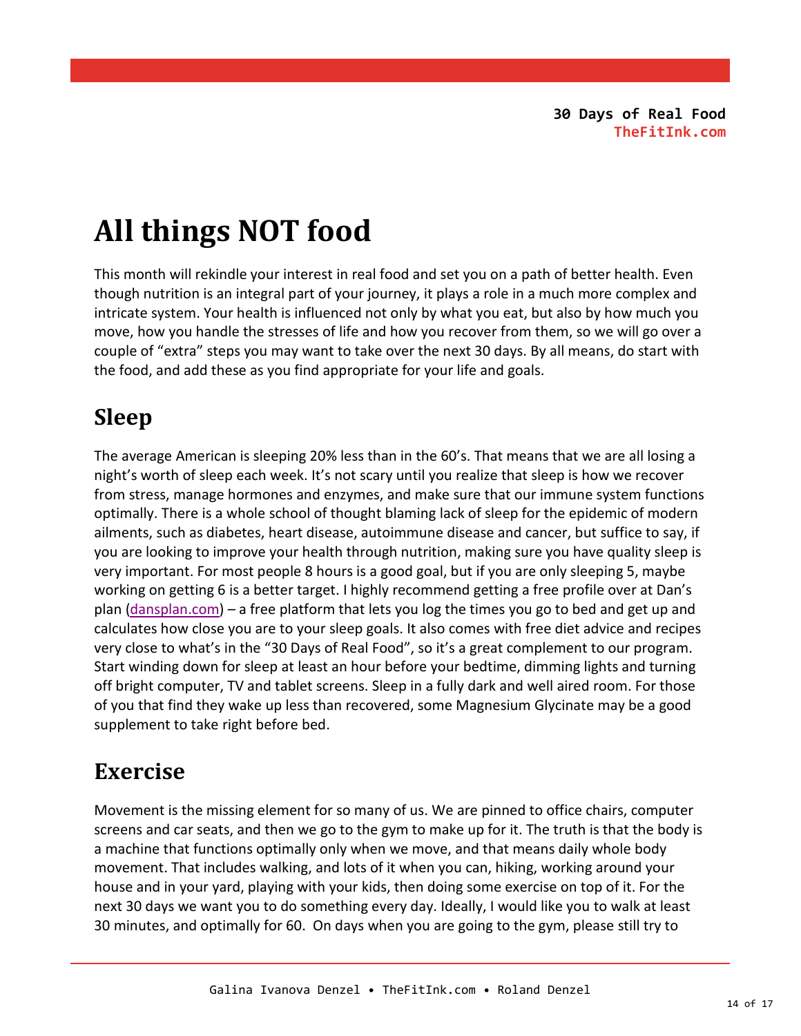# All things NOT food

This month will rekindle your interest in real food and set you on a path of better health. Even though nutrition is an integral part of your journey, it plays a role in a much more complex and intricate system. Your health is influenced not only by what you eat, but also by how much you move, how you handle the stresses of life and how you recover from them, so we will go over a couple of "extra" steps you may want to take over the next 30 days. By all means, do start with the food, and add these as you find appropriate for your life and goals.

## Sleep

The average American is sleeping 20% less than in the 60's. That means that we are all losing a night's worth of sleep each week. It's not scary until you realize that sleep is how we recover from stress, manage hormones and enzymes, and make sure that our immune system functions optimally. There is a whole school of thought blaming lack of sleep for the epidemic of modern ailments, such as diabetes, heart disease, autoimmune disease and cancer, but suffice to say, if you are looking to improve your health through nutrition, making sure you have quality sleep is very important. For most people 8 hours is a good goal, but if you are only sleeping 5, maybe working on getting 6 is a better target. I highly recommend getting a free profile over at Dan's plan (dansplan.com) – a free platform that lets you log the times you go to bed and get up and calculates how close you are to your sleep goals. It also comes with free diet advice and recipes very close to what's in the "30 Days of Real Food", so it's a great complement to our program. Start winding down for sleep at least an hour before your bedtime, dimming lights and turning off bright computer, TV and tablet screens. Sleep in a fully dark and well aired room. For those of you that find they wake up less than recovered, some Magnesium Glycinate may be a good supplement to take right before bed.

## Exercise

Movement is the missing element for so many of us. We are pinned to office chairs, computer screens and car seats, and then we go to the gym to make up for it. The truth is that the body is a machine that functions optimally only when we move, and that means daily whole body movement. That includes walking, and lots of it when you can, hiking, working around your house and in your yard, playing with your kids, then doing some exercise on top of it. For the next 30 days we want you to do something every day. Ideally, I would like you to walk at least 30 minutes, and optimally for 60. On days when you are going to the gym, please still try to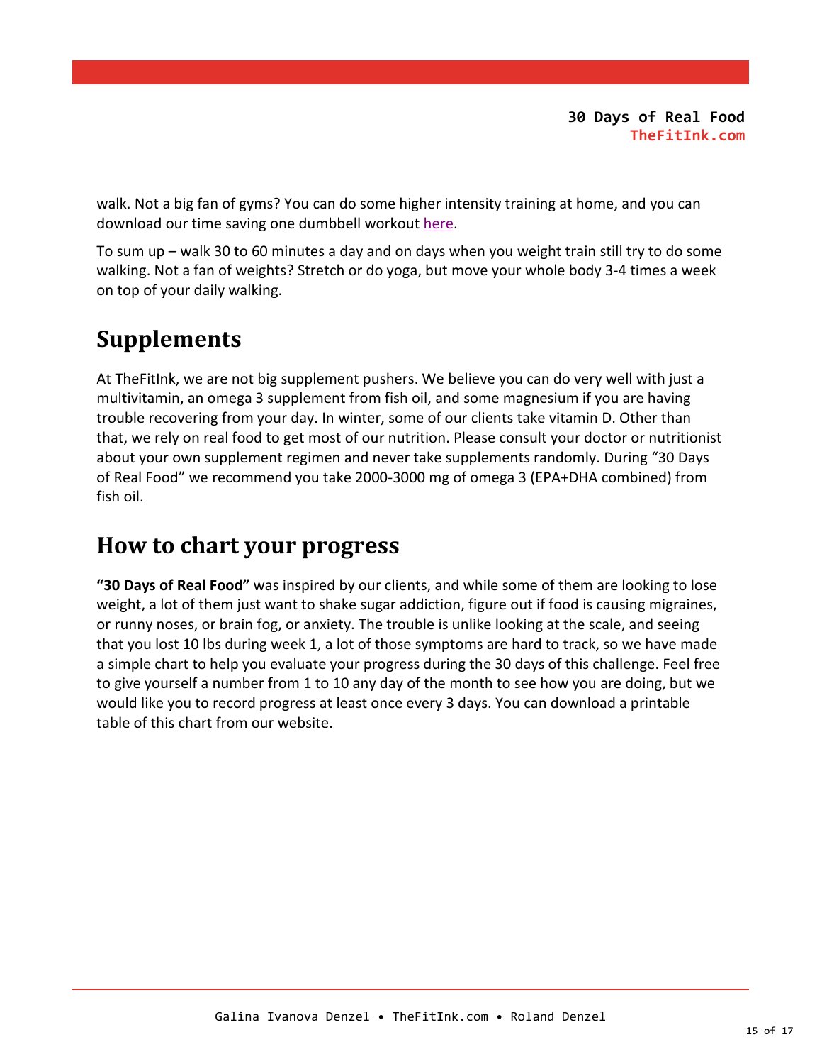walk. Not a big fan of gyms? You can do some higher intensity training at home, and you can download our time saving one dumbbell workout here.

To sum up – walk 30 to 60 minutes a day and on days when you weight train still try to do some walking. Not a fan of weights? Stretch or do yoga, but move your whole body 3-4 times a week on top of your daily walking.

## Supplements

At TheFitInk, we are not big supplement pushers. We believe you can do very well with just a multivitamin, an omega 3 supplement from fish oil, and some magnesium if you are having trouble recovering from your day. In winter, some of our clients take vitamin D. Other than that, we rely on real food to get most of our nutrition. Please consult your doctor or nutritionist about your own supplement regimen and never take supplements randomly. During "30 Days of Real Food" we recommend you take 2000-3000 mg of omega 3 (EPA+DHA combined) from fish oil.

## How to chart your progress

**"30 Days of Real Food"** was inspired by our clients, and while some of them are looking to lose weight, a lot of them just want to shake sugar addiction, figure out if food is causing migraines, or runny noses, or brain fog, or anxiety. The trouble is unlike looking at the scale, and seeing that you lost 10 lbs during week 1, a lot of those symptoms are hard to track, so we have made a simple chart to help you evaluate your progress during the 30 days of this challenge. Feel free to give yourself a number from 1 to 10 any day of the month to see how you are doing, but we would like you to record progress at least once every 3 days. You can download a printable table of this chart from our website.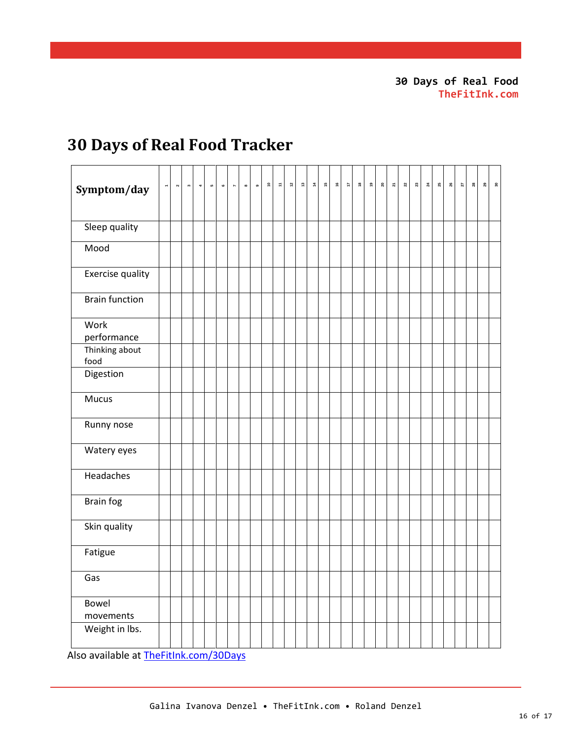# 30 Days of Real Food Tracker

| Symptom/day | 1 | 2 | 3 | 4 | 5 | 6 | 7 | 8 | 9 | 10 | 11 | 12 | 13 | 14 | 15 | 16 | 17 | 18 | 19 | 20 | 21 | 22 | 23 | 24 | 25 | 26 | 27 | 28 | 29 | 30 |
|---|---|---|---|---|---|---|---|---|---|---|---|---|---|---|---|---|---|---|---|---|---|---|---|---|---|---|---|---|---|---|
| Sleep quality | | | | | | | | | | | | | | | | | | | | | | | | | | | | | | |
| Mood | | | | | | | | | | | | | | | | | | | | | | | | | | | | | | |
| Exercise quality | | | | | | | | | | | | | | | | | | | | | | | | | | | | | | |
| Brain function | | | | | | | | | | | | | | | | | | | | | | | | | | | | | | |
| Work performance | | | | | | | | | | | | | | | | | | | | | | | | | | | | | | |
| Thinking about food | | | | | | | | | | | | | | | | | | | | | | | | | | | | | | |
| Digestion | | | | | | | | | | | | | | | | | | | | | | | | | | | | | | |
| Mucus | | | | | | | | | | | | | | | | | | | | | | | | | | | | | | |
| Runny nose | | | | | | | | | | | | | | | | | | | | | | | | | | | | | | |
| Watery eyes | | | | | | | | | | | | | | | | | | | | | | | | | | | | | | |
| Headaches | | | | | | | | | | | | | | | | | | | | | | | | | | | | | | |
| Brain fog | | | | | | | | | | | | | | | | | | | | | | | | | | | | | | |
| Skin quality | | | | | | | | | | | | | | | | | | | | | | | | | | | | | | |
| Fatigue | | | | | | | | | | | | | | | | | | | | | | | | | | | | | | |
| Gas | | | | | | | | | | | | | | | | | | | | | | | | | | | | | | |
| Bowel movements | | | | | | | | | | | | | | | | | | | | | | | | | | | | | | |
| Weight in lbs. | | | | | | | | | | | | | | | | | | | | | | | | | | | | | | |

Also available at [TheFitInk.com/30Days](TheFitInk.com/30Days)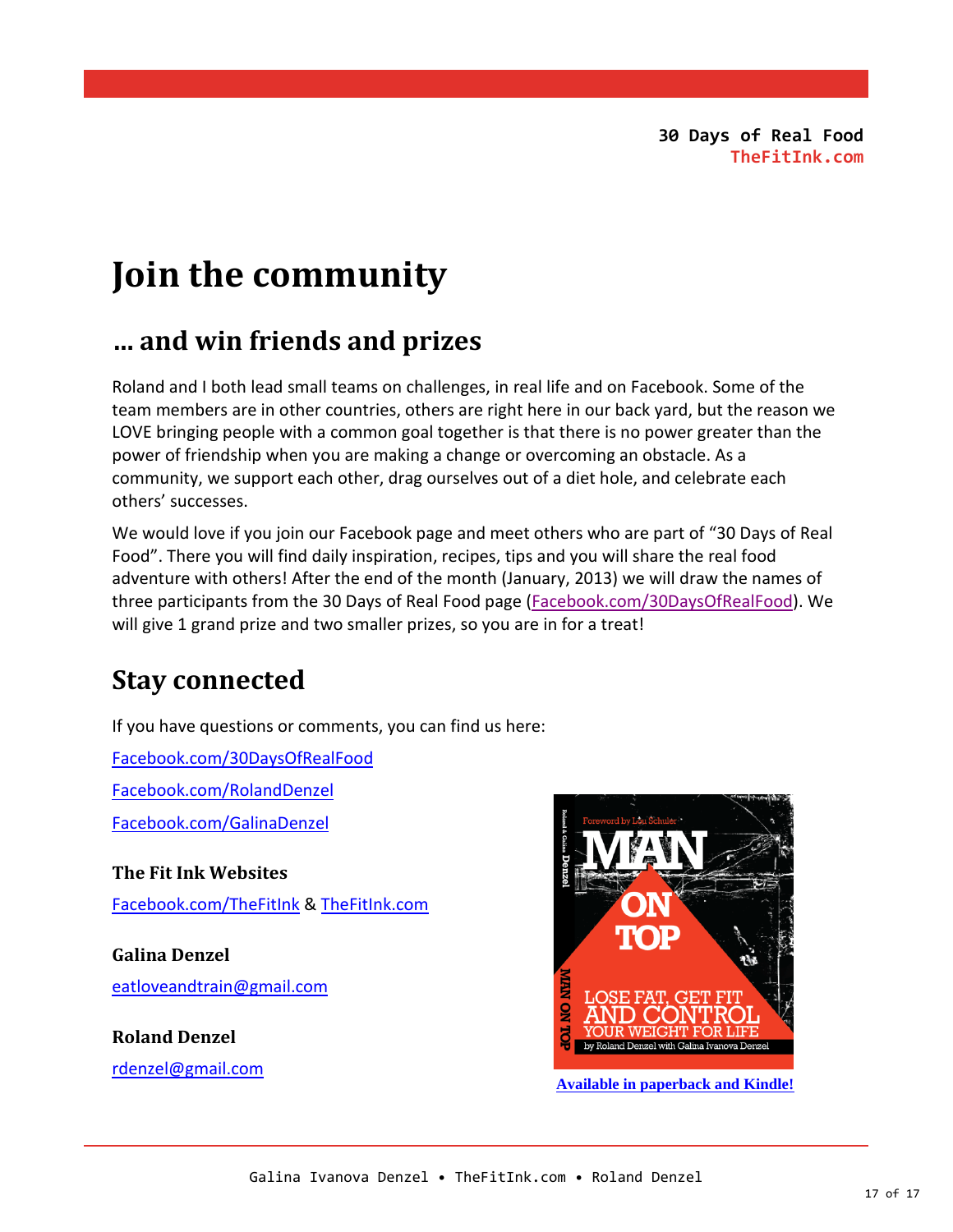# Join the community

## … and win friends and prizes

Roland and I both lead small teams on challenges, in real life and on Facebook. Some of the team members are in other countries, others are right here in our back yard, but the reason we LOVE bringing people with a common goal together is that there is no power greater than the power of friendship when you are making a change or overcoming an obstacle. As a community, we support each other, drag ourselves out of a diet hole, and celebrate each others' successes.

We would love if you join our Facebook page and meet others who are part of "30 Days of Real Food". There you will find daily inspiration, recipes, tips and you will share the real food adventure with others! After the end of the month (January, 2013) we will draw the names of three participants from the 30 Days of Real Food page (Facebook.com/30DaysOfRealFood). We will give 1 grand prize and two smaller prizes, so you are in for a treat!

## Stay connected

If you have questions or comments, you can find us here:

Facebook.com/30DaysOfRealFood

Facebook.com/RolandDenzel

Facebook.com/GalinaDenzel

**The Fit Ink Websites**

Facebook.com/TheFitInk & TheFitInk.com

**Galina Denzel**

eatloveandtrain@gmail.com

**Roland Denzel**

rdenzel@gmail.com

**Available in paperback and Kindle!**